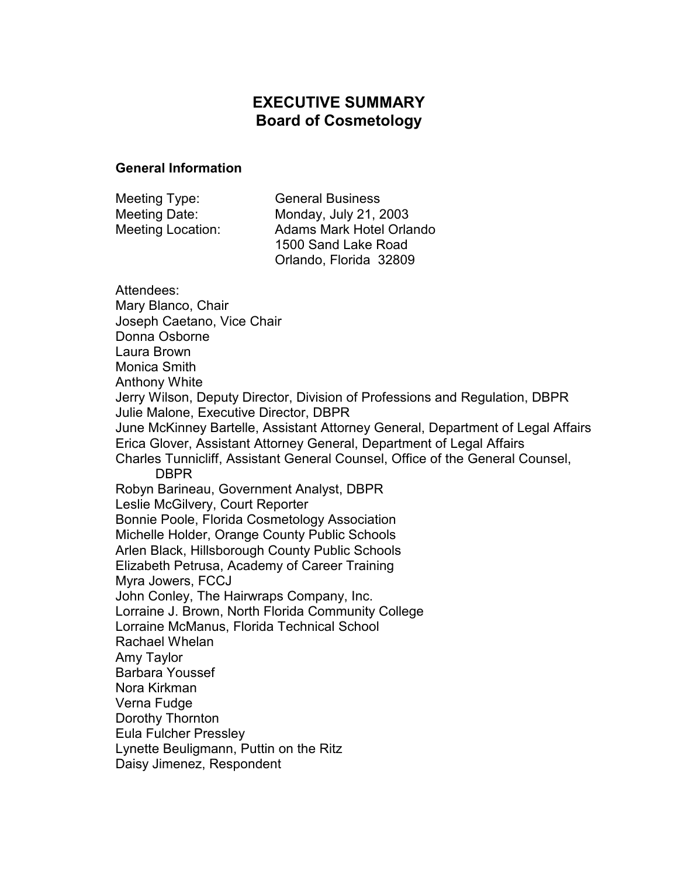# EXECUTIVE SUMMARY
## Board of Cosmetology

### General Information

Meeting Type: General Business
Meeting Date: Monday, July 21, 2003
Meeting Location: Adams Mark Hotel Orlando
1500 Sand Lake Road
Orlando, Florida 32809

Attendees:
Mary Blanco, Chair
Joseph Caetano, Vice Chair
Donna Osborne
Laura Brown
Monica Smith
Anthony White
Jerry Wilson, Deputy Director, Division of Professions and Regulation, DBPR
Julie Malone, Executive Director, DBPR
June McKinney Bartelle, Assistant Attorney General, Department of Legal Affairs
Erica Glover, Assistant Attorney General, Department of Legal Affairs
Charles Tunnicliff, Assistant General Counsel, Office of the General Counsel, DBPR
Robyn Barineau, Government Analyst, DBPR
Leslie McGilvery, Court Reporter
Bonnie Poole, Florida Cosmetology Association
Michelle Holder, Orange County Public Schools
Arlen Black, Hillsborough County Public Schools
Elizabeth Petrusa, Academy of Career Training
Myra Jowers, FCCJ
John Conley, The Hairwraps Company, Inc.
Lorraine J. Brown, North Florida Community College
Lorraine McManus, Florida Technical School
Rachael Whelan
Amy Taylor
Barbara Youssef
Nora Kirkman
Verna Fudge
Dorothy Thornton
Eula Fulcher Pressley
Lynette Beuligmann, Puttin on the Ritz
Daisy Jimenez, Respondent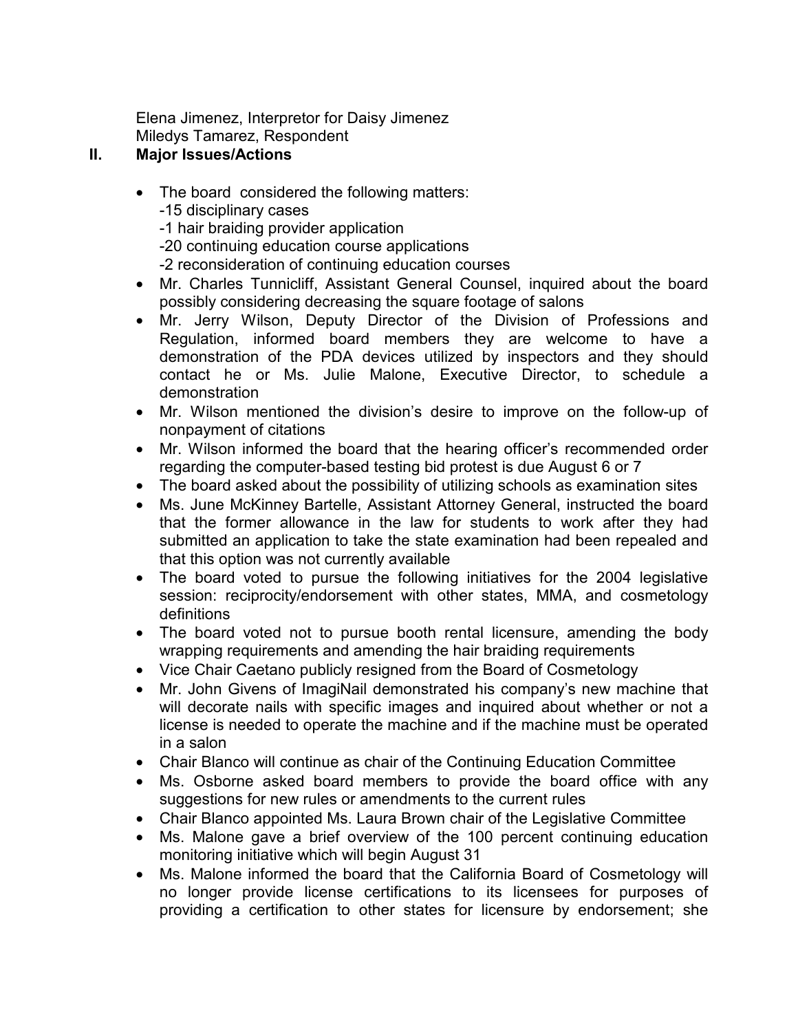Elena Jimenez, Interpretor for Daisy Jimenez
Miledys Tamarez, Respondent

## II. Major Issues/Actions

- The board considered the following matters:
  -15 disciplinary cases
  -1 hair braiding provider application
  -20 continuing education course applications
  -2 reconsideration of continuing education courses
- Mr. Charles Tunnicliff, Assistant General Counsel, inquired about the board possibly considering decreasing the square footage of salons
- Mr. Jerry Wilson, Deputy Director of the Division of Professions and Regulation, informed board members they are welcome to have a demonstration of the PDA devices utilized by inspectors and they should contact he or Ms. Julie Malone, Executive Director, to schedule a demonstration
- Mr. Wilson mentioned the division's desire to improve on the follow-up of nonpayment of citations
- Mr. Wilson informed the board that the hearing officer's recommended order regarding the computer-based testing bid protest is due August 6 or 7
- The board asked about the possibility of utilizing schools as examination sites
- Ms. June McKinney Bartelle, Assistant Attorney General, instructed the board that the former allowance in the law for students to work after they had submitted an application to take the state examination had been repealed and that this option was not currently available
- The board voted to pursue the following initiatives for the 2004 legislative session: reciprocity/endorsement with other states, MMA, and cosmetology definitions
- The board voted not to pursue booth rental licensure, amending the body wrapping requirements and amending the hair braiding requirements
- Vice Chair Caetano publicly resigned from the Board of Cosmetology
- Mr. John Givens of ImagiNail demonstrated his company's new machine that will decorate nails with specific images and inquired about whether or not a license is needed to operate the machine and if the machine must be operated in a salon
- Chair Blanco will continue as chair of the Continuing Education Committee
- Ms. Osborne asked board members to provide the board office with any suggestions for new rules or amendments to the current rules
- Chair Blanco appointed Ms. Laura Brown chair of the Legislative Committee
- Ms. Malone gave a brief overview of the 100 percent continuing education monitoring initiative which will begin August 31
- Ms. Malone informed the board that the California Board of Cosmetology will no longer provide license certifications to its licensees for purposes of providing a certification to other states for licensure by endorsement; she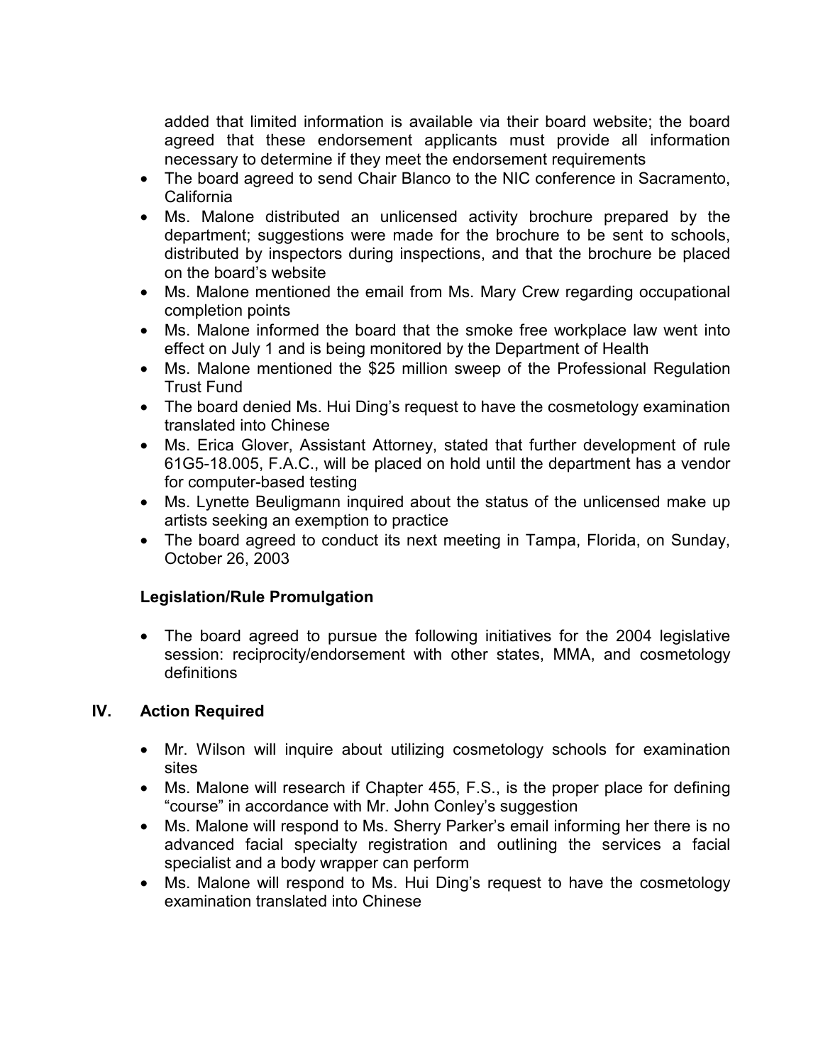added that limited information is available via their board website; the board agreed that these endorsement applicants must provide all information necessary to determine if they meet the endorsement requirements

- The board agreed to send Chair Blanco to the NIC conference in Sacramento, California
- Ms. Malone distributed an unlicensed activity brochure prepared by the department; suggestions were made for the brochure to be sent to schools, distributed by inspectors during inspections, and that the brochure be placed on the board's website
- Ms. Malone mentioned the email from Ms. Mary Crew regarding occupational completion points
- Ms. Malone informed the board that the smoke free workplace law went into effect on July 1 and is being monitored by the Department of Health
- Ms. Malone mentioned the $25 million sweep of the Professional Regulation Trust Fund
- The board denied Ms. Hui Ding's request to have the cosmetology examination translated into Chinese
- Ms. Erica Glover, Assistant Attorney, stated that further development of rule 61G5-18.005, F.A.C., will be placed on hold until the department has a vendor for computer-based testing
- Ms. Lynette Beuligmann inquired about the status of the unlicensed make up artists seeking an exemption to practice
- The board agreed to conduct its next meeting in Tampa, Florida, on Sunday, October 26, 2003

### Legislation/Rule Promulgation

- The board agreed to pursue the following initiatives for the 2004 legislative session: reciprocity/endorsement with other states, MMA, and cosmetology definitions

## IV. Action Required

- Mr. Wilson will inquire about utilizing cosmetology schools for examination sites
- Ms. Malone will research if Chapter 455, F.S., is the proper place for defining "course" in accordance with Mr. John Conley's suggestion
- Ms. Malone will respond to Ms. Sherry Parker's email informing her there is no advanced facial specialty registration and outlining the services a facial specialist and a body wrapper can perform
- Ms. Malone will respond to Ms. Hui Ding's request to have the cosmetology examination translated into Chinese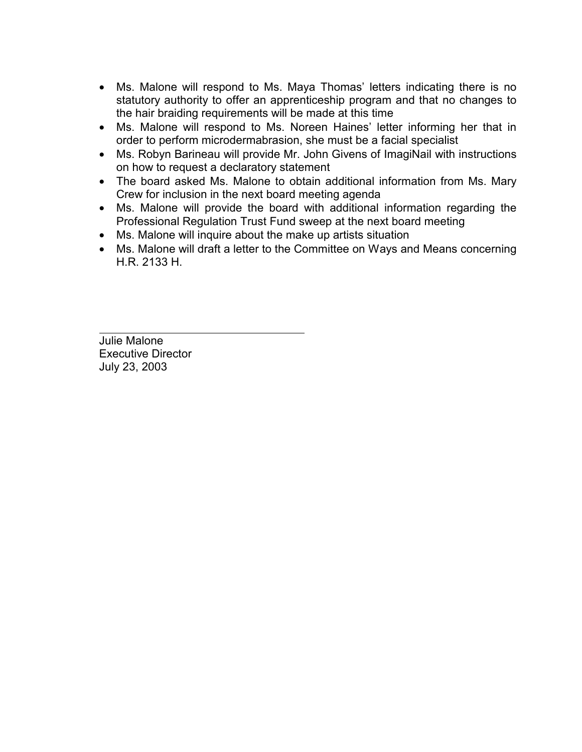- Ms. Malone will respond to Ms. Maya Thomas' letters indicating there is no statutory authority to offer an apprenticeship program and that no changes to the hair braiding requirements will be made at this time
- Ms. Malone will respond to Ms. Noreen Haines' letter informing her that in order to perform microdermabrasion, she must be a facial specialist
- Ms. Robyn Barineau will provide Mr. John Givens of ImagiNail with instructions on how to request a declaratory statement
- The board asked Ms. Malone to obtain additional information from Ms. Mary Crew for inclusion in the next board meeting agenda
- Ms. Malone will provide the board with additional information regarding the Professional Regulation Trust Fund sweep at the next board meeting
- Ms. Malone will inquire about the make up artists situation
- Ms. Malone will draft a letter to the Committee on Ways and Means concerning H.R. 2133 H.

---

Julie Malone
Executive Director
July 23, 2003